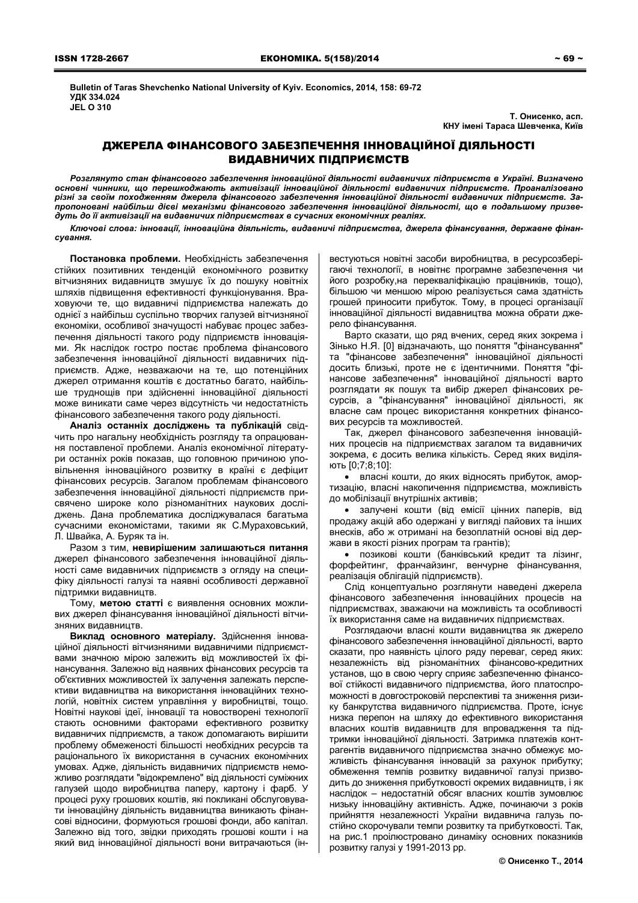Bulletin of Taras Shevchenko National University of Kyiv. Economics, 2014, 158: 69-72
УДК 334.024
JEL O 310

Т. Онисенко, асп.
КНУ імені Тараса Шевченка, Київ

# ДЖЕРЕЛА ФІНАНСОВОГО ЗАБЕЗПЕЧЕННЯ ІННОВАЦІЙНОЇ ДІЯЛЬНОСТІ ВИДАВНИЧИХ ПІДПРИЄМСТВ

***Розглянуто стан фінансового забезпечення інноваційної діяльності видавничих підприємств в Україні. Визначено основні чинники, що перешкоджають активізації інноваційної діяльності видавничих підприємств. Проаналізовано різні за своїм походженням джерела фінансового забезпечення інноваційної діяльності видавничих підприємств. Запропоновані найбільш дієві механізми фінансового забезпечення інноваційної діяльності, що в подальшому призведуть до її активізації на видавничих підприємствах в сучасних економічних реаліях.***

***Ключові слова: інновації, інноваційна діяльність, видавничі підприємства, джерела фінансування, державне фінансування.***

**Постановка проблеми.** Необхідність забезпечення стійких позитивних тенденцій економічного розвитку вітчизняних видавництв змушує їх до пошуку новітніх шляхів підвищення ефективності функціонування. Враховуючи те, що видавничі підприємства належать до однієї з найбільш суспільно творчих галузей вітчизняної економіки, особливої значущості набуває процес забезпечення діяльності такого роду підприємств інноваціями. Як наслідок гостро постає проблема фінансового забезпечення інноваційної діяльності видавничих підприємств. Адже, незважаючи на те, що потенційних джерел отримання коштів є достатньо багато, найбільше труднощів при здійсненні інноваційної діяльності може виникати саме через відсутність чи недостатність фінансового забезпечення такого роду діяльності.

**Аналіз останніх досліджень та публікацій** свідчить про нагальну необхідність розгляду та опрацювання поставленої проблеми. Аналіз економічної літератури останніх років показав, що головною причиною уповільнення інноваційного розвитку в країні є дефіцит фінансових ресурсів. Загалом проблемам фінансового забезпечення інноваційної діяльності підприємств присвячено широке коло різноманітних наукових досліджень. Дана проблематика досліджувалася багатьма сучасними економістами, такими як С.Мураховський, Л. Швайка, А. Буряк та ін.

Разом з тим, **невирішеним залишаються питання** джерел фінансового забезпечення інноваційної діяльності саме видавничих підприємств з огляду на специфіку діяльності галузі та наявні особливості державної підтримки видавництв.

Тому, **метою статті** є виявлення основних можливих джерел фінансування інноваційної діяльності вітчизняних видавництв.

**Виклад основного матеріалу.** Здійснення інноваційної діяльності вітчизняними видавничими підприємствами значною мірою залежить від можливостей їх фінансування. Залежно від наявних фінансових ресурсів та об'єктивних можливостей їх залучення залежать перспективи видавництва на використання інноваційних технологій, новітніх систем управління у виробництві, тощо. Новітні наукові ідеї, інновації та новостворені технології стають основними факторами ефективного розвитку видавничих підприємств, а також допомагають вирішити проблему обмеженості більшості необхідних ресурсів та раціонального їх використання в сучасних економічних умовах. Адже, діяльність видавничих підприємств неможливо розглядати "відокремлено" від діяльності суміжних галузей щодо виробництва паперу, картону і фарб. У процесі руху грошових коштів, які покликані обслуговувати інноваційну діяльність видавництва виникають фінансові відносини, формуються грошові фонди, або капітал. Залежно від того, звідки приходять грошові кошти і на який вид інноваційної діяльності вони витрачаються (інвестуються новітні засоби виробництва, в ресурсозберігаючі технології, в новітнє програмне забезпечення чи його розробку,на перекваліфікацію працівників, тощо), більшою чи меншою мірою реалізується сама здатність грошей приносити прибуток. Тому, в процесі організації інноваційної діяльності видавництва можна обрати джерело фінансування.

Варто сказати, що ряд вчених, серед яких зокрема і Зінько Н.Я. [0] відзначають, що поняття "фінансування" та "фінансове забезпечення" інноваційної діяльності досить близькі, проте не є ідентичними. Поняття "фінансове забезпечення" інноваційної діяльності варто розглядати як пошук та вибір джерел фінансових ресурсів, а "фінансування" інноваційної діяльності, як власне сам процес використання конкретних фінансових ресурсів та можливостей.

Так, джерел фінансового забезпечення інноваційних процесів на підприємствах загалом та видавничих зокрема, є досить велика кількість. Серед яких виділяють [0;7;8;10]:

- власні кошти, до яких відносять прибуток, амортизацію, власні накопичення підприємства, можливість до мобілізації внутрішніх активів;
- залучені кошти (від емісії цінних паперів, від продажу акцій або одержані у вигляді пайових та інших внесків, або ж отримані на безоплатній основі від держави в якості різних програм та грантів);
- позикові кошти (банківський кредит та лізинг, форфейтинг, франчайзинг, венчурне фінансування, реалізація облігацій підприємств).

Слід концептуально розглянути наведені джерела фінансового забезпечення інноваційних процесів на підприємствах, зважаючи на можливість та особливості їх використання саме на видавничих підприємствах.

Розглядаючи власні кошти видавництва як джерело фінансового забезпечення інноваційної діяльності, варто сказати, про наявність цілого ряду переваг, серед яких: незалежність від різноманітних фінансово-кредитних установ, що в свою чергу сприяє забезпеченню фінансової стійкості видавничого підприємства, його платоспроможності в довгостроковій перспективі та зниження ризику банкрутства видавничого підприємства. Проте, існує низка перепон на шляху до ефективного використання власних коштів видавництв для впровадження та підтримки інноваційної діяльності. Затримка платежів контрагентів видавничого підприємства значно обмежує можливість фінансування інновацій за рахунок прибутку; обмеження темпів розвитку видавничої галузі призводить до зниження прибутковості окремих видавництв, і як наслідок – недостатній обсяг власних коштів зумовлює низьку інноваційну активність. Адже, починаючи з років прийняття незалежності України видавнича галузь постійно скорочувала темпи розвитку та прибутковості. Так, на рис.1 проілюстровано динаміку основних показників розвитку галузі у 1991-2013 рр.

© Онисенко Т., 2014